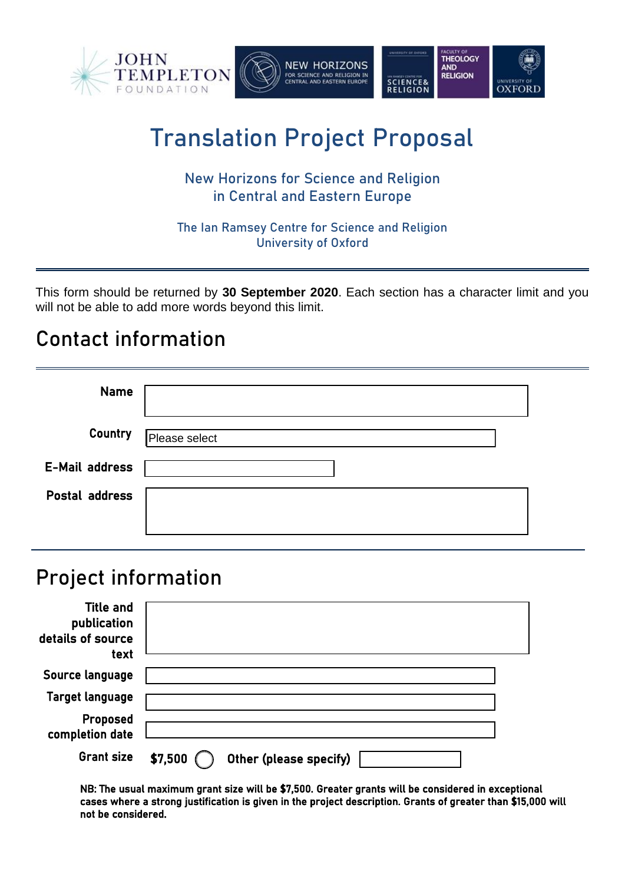# Translation Project Proposal

New Horizons for Science and Religion
in Central and Eastern Europe

The Ian Ramsey Centre for Science and Religion
University of Oxford

This form should be returned by **30 September 2020**. Each section has a character limit and you will not be able to add more words beyond this limit.

## Contact information

**Name**

**Country** Please select

**E-Mail address**

**Postal address**

## Project information

**Title and publication details of source text**

**Source language**

**Target language**

**Proposed completion date**

**Grant size** $7,500 ◯ Other (please specify)

**NB: The usual maximum grant size will be $7,500. Greater grants will be considered in exceptional cases where a strong justification is given in the project description. Grants of greater than $15,000 will not be considered.**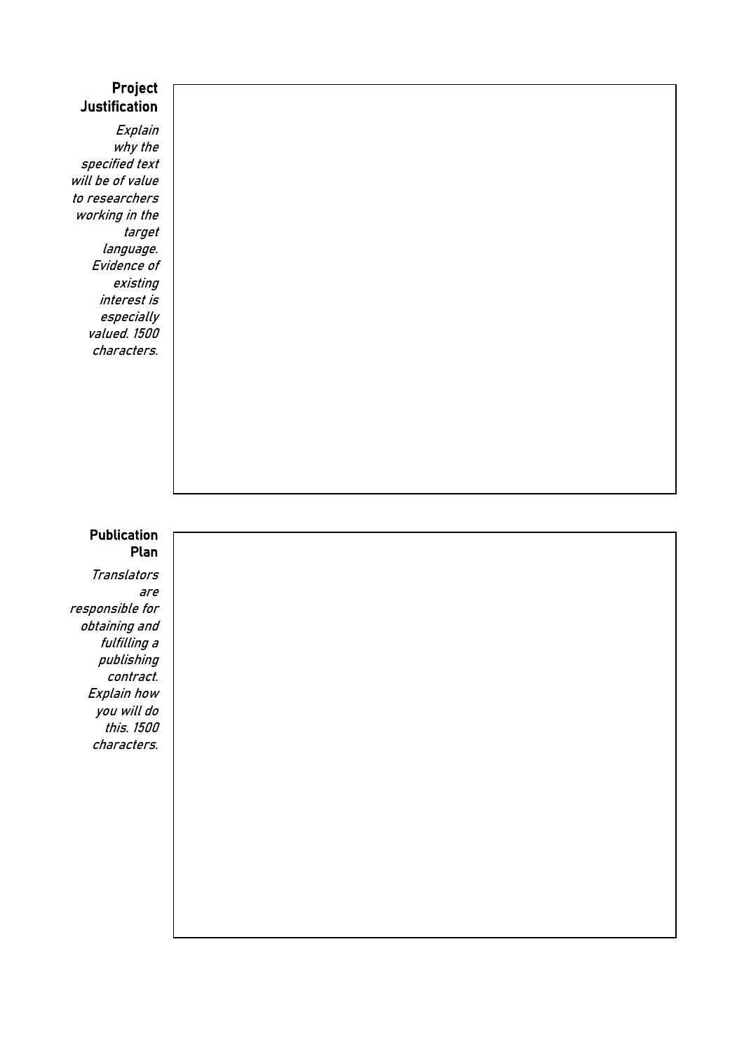**Project Justification**

*Explain why the specified text will be of value to researchers working in the target language. Evidence of existing interest is especially valued. 1500 characters.*

**Publication Plan**

*Translators are responsible for obtaining and fulfilling a publishing contract. Explain how you will do this. 1500 characters.*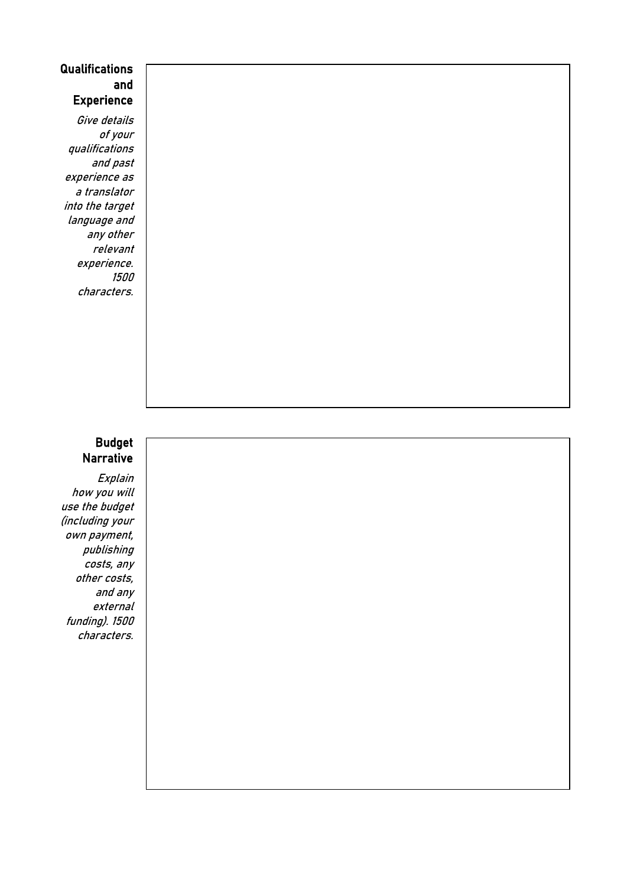**Qualifications and Experience**

*Give details of your qualifications and past experience as a translator into the target language and any other relevant experience. 1500 characters.*

**Budget Narrative**

*Explain how you will use the budget (including your own payment, publishing costs, any other costs, and any external funding). 1500 characters.*